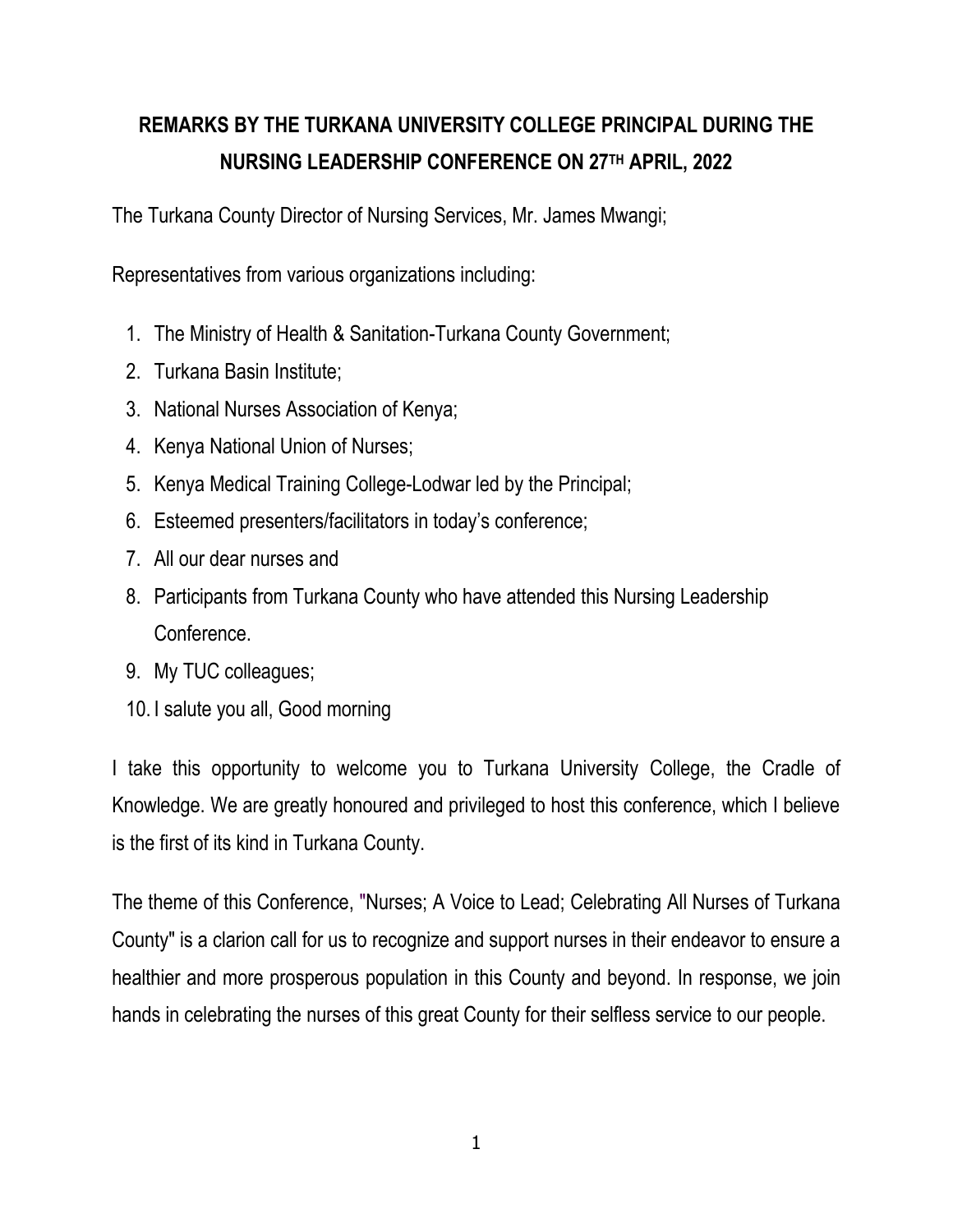# REMARKS BY THE TURKANA UNIVERSITY COLLEGE PRINCIPAL DURING THE NURSING LEADERSHIP CONFERENCE ON 27TH APRIL, 2022

The Turkana County Director of Nursing Services, Mr. James Mwangi;

Representatives from various organizations including:

1. The Ministry of Health & Sanitation-Turkana County Government;
2. Turkana Basin Institute;
3. National Nurses Association of Kenya;
4. Kenya National Union of Nurses;
5. Kenya Medical Training College-Lodwar led by the Principal;
6. Esteemed presenters/facilitators in today's conference;
7. All our dear nurses and
8. Participants from Turkana County who have attended this Nursing Leadership Conference.
9. My TUC colleagues;
10. I salute you all, Good morning

I take this opportunity to welcome you to Turkana University College, the Cradle of Knowledge. We are greatly honoured and privileged to host this conference, which I believe is the first of its kind in Turkana County.

The theme of this Conference, "Nurses; A Voice to Lead; Celebrating All Nurses of Turkana County" is a clarion call for us to recognize and support nurses in their endeavor to ensure a healthier and more prosperous population in this County and beyond. In response, we join hands in celebrating the nurses of this great County for their selfless service to our people.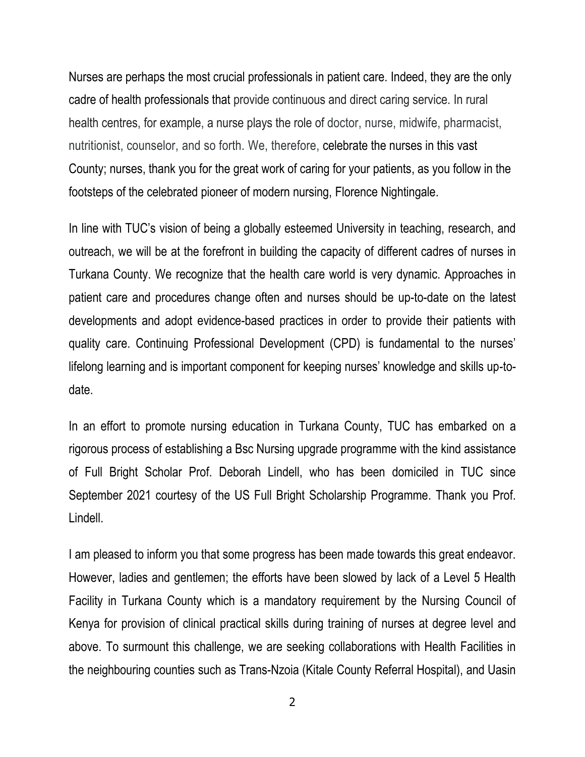Nurses are perhaps the most crucial professionals in patient care. Indeed, they are the only cadre of health professionals that provide continuous and direct caring service. In rural health centres, for example, a nurse plays the role of doctor, nurse, midwife, pharmacist, nutritionist, counselor, and so forth. We, therefore, celebrate the nurses in this vast County; nurses, thank you for the great work of caring for your patients, as you follow in the footsteps of the celebrated pioneer of modern nursing, Florence Nightingale.

In line with TUC's vision of being a globally esteemed University in teaching, research, and outreach, we will be at the forefront in building the capacity of different cadres of nurses in Turkana County. We recognize that the health care world is very dynamic. Approaches in patient care and procedures change often and nurses should be up-to-date on the latest developments and adopt evidence-based practices in order to provide their patients with quality care. Continuing Professional Development (CPD) is fundamental to the nurses' lifelong learning and is important component for keeping nurses' knowledge and skills up-to-date.

In an effort to promote nursing education in Turkana County, TUC has embarked on a rigorous process of establishing a Bsc Nursing upgrade programme with the kind assistance of Full Bright Scholar Prof. Deborah Lindell, who has been domiciled in TUC since September 2021 courtesy of the US Full Bright Scholarship Programme. Thank you Prof. Lindell.

I am pleased to inform you that some progress has been made towards this great endeavor. However, ladies and gentlemen; the efforts have been slowed by lack of a Level 5 Health Facility in Turkana County which is a mandatory requirement by the Nursing Council of Kenya for provision of clinical practical skills during training of nurses at degree level and above. To surmount this challenge, we are seeking collaborations with Health Facilities in the neighbouring counties such as Trans-Nzoia (Kitale County Referral Hospital), and Uasin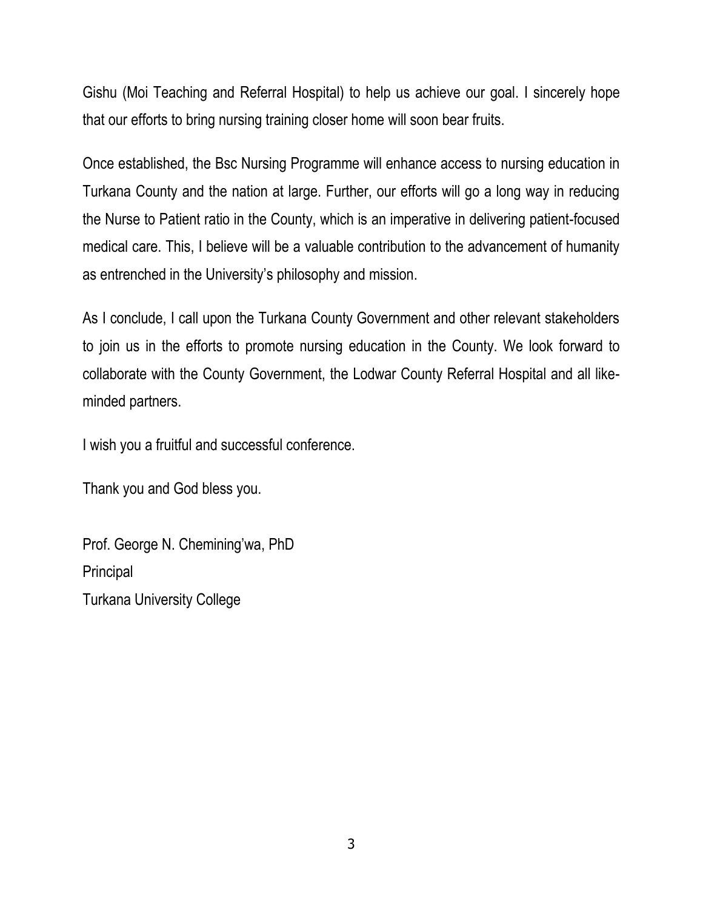Gishu (Moi Teaching and Referral Hospital) to help us achieve our goal. I sincerely hope that our efforts to bring nursing training closer home will soon bear fruits.

Once established, the Bsc Nursing Programme will enhance access to nursing education in Turkana County and the nation at large. Further, our efforts will go a long way in reducing the Nurse to Patient ratio in the County, which is an imperative in delivering patient-focused medical care. This, I believe will be a valuable contribution to the advancement of humanity as entrenched in the University's philosophy and mission.

As I conclude, I call upon the Turkana County Government and other relevant stakeholders to join us in the efforts to promote nursing education in the County. We look forward to collaborate with the County Government, the Lodwar County Referral Hospital and all like-minded partners.

I wish you a fruitful and successful conference.

Thank you and God bless you.

Prof. George N. Chemining'wa, PhD
Principal
Turkana University College